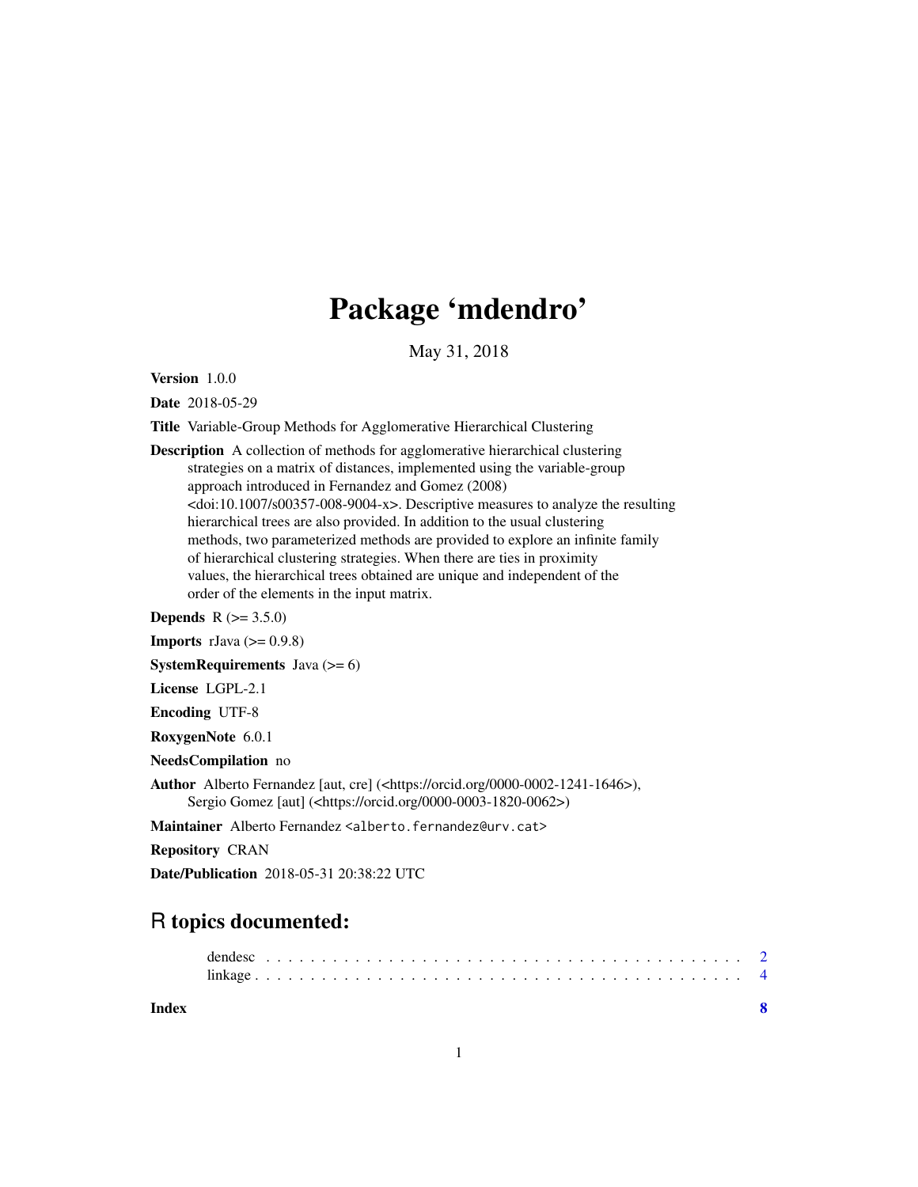# Package 'mdendro'

May 31, 2018

**Version** 1.0.0

**Date** 2018-05-29

**Title** Variable-Group Methods for Agglomerative Hierarchical Clustering

**Description** A collection of methods for agglomerative hierarchical clustering strategies on a matrix of distances, implemented using the variable-group approach introduced in Fernandez and Gomez (2008) <doi:10.1007/s00357-008-9004-x>. Descriptive measures to analyze the resulting hierarchical trees are also provided. In addition to the usual clustering methods, two parameterized methods are provided to explore an infinite family of hierarchical clustering strategies. When there are ties in proximity values, the hierarchical trees obtained are unique and independent of the order of the elements in the input matrix.

**Depends** R (>= 3.5.0)

**Imports** rJava (>= 0.9.8)

**SystemRequirements** Java (>= 6)

**License** LGPL-2.1

**Encoding** UTF-8

**RoxygenNote** 6.0.1

**NeedsCompilation** no

**Author** Alberto Fernandez [aut, cre] (<https://orcid.org/0000-0002-1241-1646>), Sergio Gomez [aut] (<https://orcid.org/0000-0003-1820-0062>)

**Maintainer** Alberto Fernandez <alberto.fernandez@urv.cat>

**Repository** CRAN

**Date/Publication** 2018-05-31 20:38:22 UTC

## R topics documented:

- dendesc . . . . . . . . . . . . . . . . . . . . . . . . . . . . . . . . . . . . . . . . . . 2
- linkage . . . . . . . . . . . . . . . . . . . . . . . . . . . . . . . . . . . . . . . . . . 4

**Index** **8**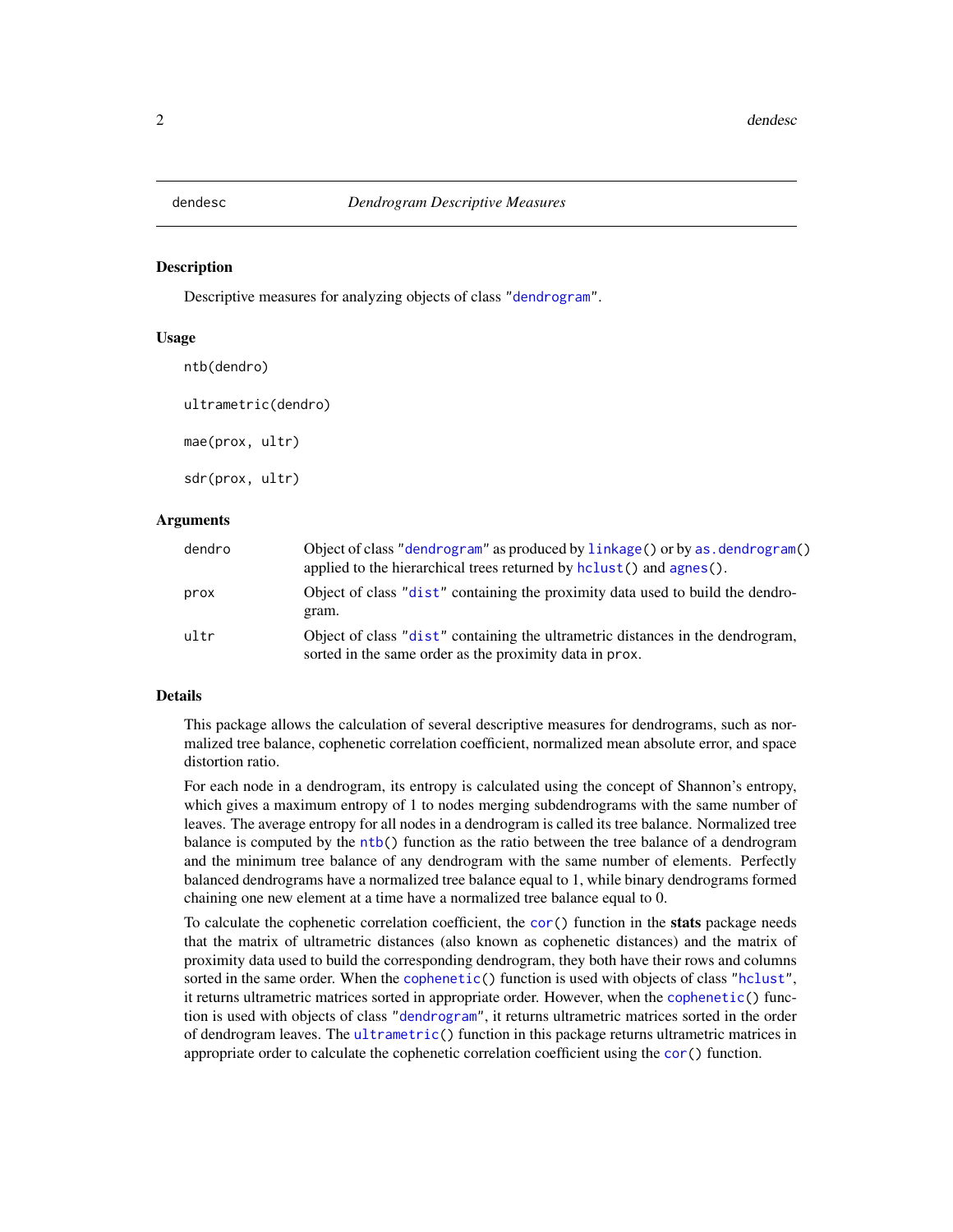## dendesc — *Dendrogram Descriptive Measures*

### Description

Descriptive measures for analyzing objects of class "dendrogram".

### Usage

```
ntb(dendro)

ultrametric(dendro)

mae(prox, ultr)

sdr(prox, ultr)
```

### Arguments

| | |
|---|---|
| dendro | Object of class "dendrogram" as produced by `linkage()` or by `as.dendrogram()` applied to the hierarchical trees returned by `hclust()` and `agnes()`. |
| prox | Object of class "dist" containing the proximity data used to build the dendrogram. |
| ultr | Object of class "dist" containing the ultrametric distances in the dendrogram, sorted in the same order as the proximity data in `prox`. |

### Details

This package allows the calculation of several descriptive measures for dendrograms, such as normalized tree balance, cophenetic correlation coefficient, normalized mean absolute error, and space distortion ratio.

For each node in a dendrogram, its entropy is calculated using the concept of Shannon's entropy, which gives a maximum entropy of 1 to nodes merging subdendrograms with the same number of leaves. The average entropy for all nodes in a dendrogram is called its tree balance. Normalized tree balance is computed by the `ntb()` function as the ratio between the tree balance of a dendrogram and the minimum tree balance of any dendrogram with the same number of elements. Perfectly balanced dendrograms have a normalized tree balance equal to 1, while binary dendrograms formed chaining one new element at a time have a normalized tree balance equal to 0.

To calculate the cophenetic correlation coefficient, the `cor()` function in the **stats** package needs that the matrix of ultrametric distances (also known as cophenetic distances) and the matrix of proximity data used to build the corresponding dendrogram, they both have their rows and columns sorted in the same order. When the `cophenetic()` function is used with objects of class "hclust", it returns ultrametric matrices sorted in appropriate order. However, when the `cophenetic()` function is used with objects of class "dendrogram", it returns ultrametric matrices sorted in the order of dendrogram leaves. The `ultrametric()` function in this package returns ultrametric matrices in appropriate order to calculate the cophenetic correlation coefficient using the `cor()` function.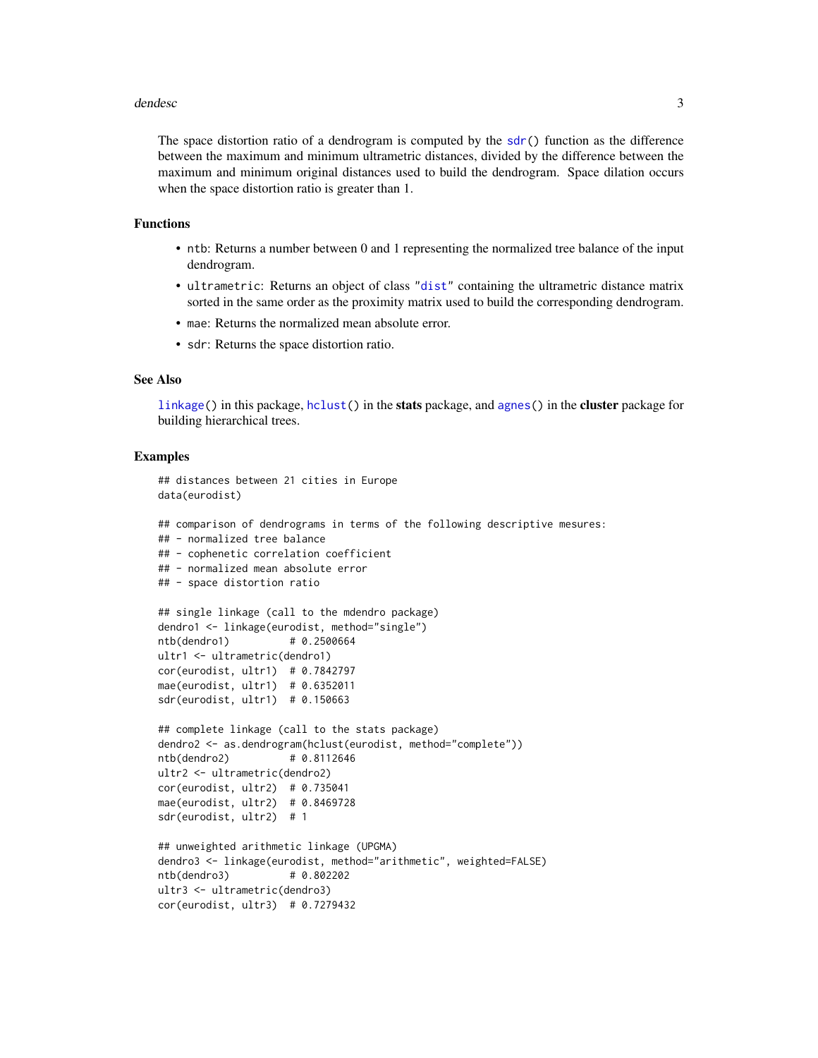The space distortion ratio of a dendrogram is computed by the `sdr()` function as the difference between the maximum and minimum ultrametric distances, divided by the difference between the maximum and minimum original distances used to build the dendrogram. Space dilation occurs when the space distortion ratio is greater than 1.

## Functions

- `ntb`: Returns a number between 0 and 1 representing the normalized tree balance of the input dendrogram.
- `ultrametric`: Returns an object of class "dist" containing the ultrametric distance matrix sorted in the same order as the proximity matrix used to build the corresponding dendrogram.
- `mae`: Returns the normalized mean absolute error.
- `sdr`: Returns the space distortion ratio.

## See Also

`linkage()` in this package, `hclust()` in the **stats** package, and `agnes()` in the **cluster** package for building hierarchical trees.

## Examples

```
## distances between 21 cities in Europe
data(eurodist)

## comparison of dendrograms in terms of the following descriptive mesures:
## - normalized tree balance
## - cophenetic correlation coefficient
## - normalized mean absolute error
## - space distortion ratio

## single linkage (call to the mdendro package)
dendro1 <- linkage(eurodist, method="single")
ntb(dendro1)          # 0.2500664
ultr1 <- ultrametric(dendro1)
cor(eurodist, ultr1)  # 0.7842797
mae(eurodist, ultr1)  # 0.6352011
sdr(eurodist, ultr1)  # 0.150663

## complete linkage (call to the stats package)
dendro2 <- as.dendrogram(hclust(eurodist, method="complete"))
ntb(dendro2)          # 0.8112646
ultr2 <- ultrametric(dendro2)
cor(eurodist, ultr2)  # 0.735041
mae(eurodist, ultr2)  # 0.8469728
sdr(eurodist, ultr2)  # 1

## unweighted arithmetic linkage (UPGMA)
dendro3 <- linkage(eurodist, method="arithmetic", weighted=FALSE)
ntb(dendro3)          # 0.802202
ultr3 <- ultrametric(dendro3)
cor(eurodist, ultr3)  # 0.7279432
```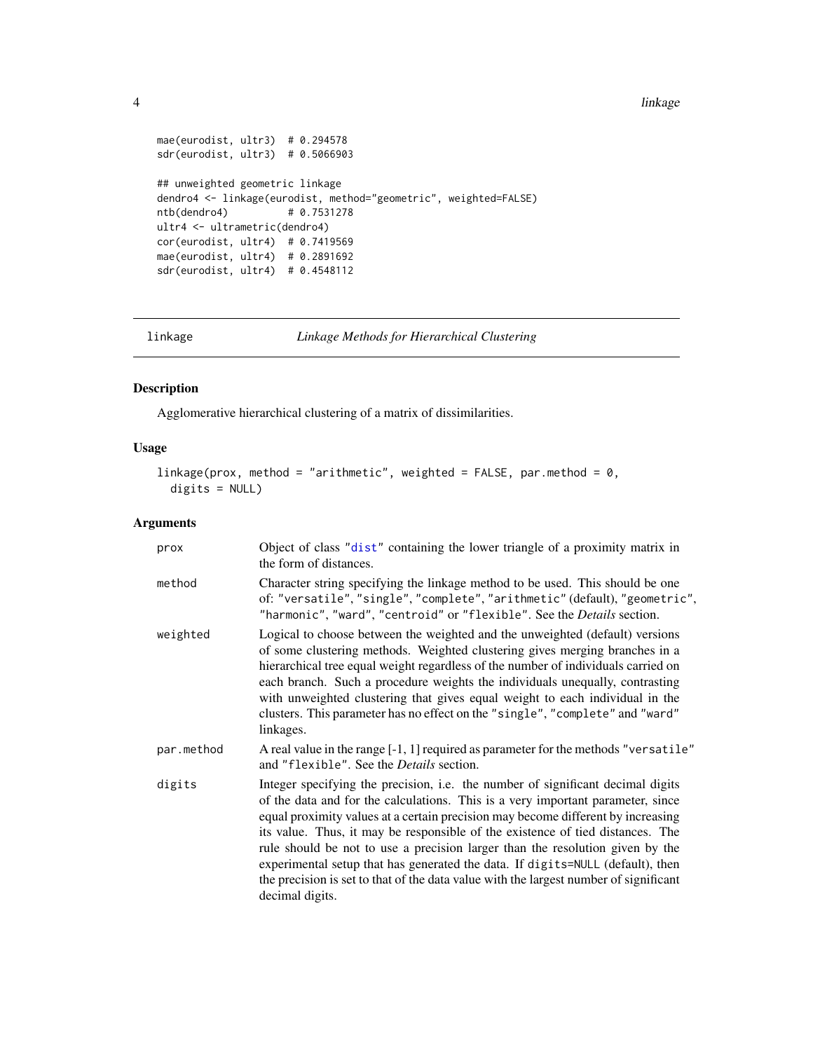```
mae(eurodist, ultr3)  # 0.294578
sdr(eurodist, ultr3)  # 0.5066903

## unweighted geometric linkage
dendro4 <- linkage(eurodist, method="geometric", weighted=FALSE)
ntb(dendro4)          # 0.7531278
ultr4 <- ultrametric(dendro4)
cor(eurodist, ultr4)  # 0.7419569
mae(eurodist, ultr4)  # 0.2891692
sdr(eurodist, ultr4)  # 0.4548112
```

---

## linkage — *Linkage Methods for Hierarchical Clustering*

---

### Description

Agglomerative hierarchical clustering of a matrix of dissimilarities.

### Usage

```
linkage(prox, method = "arithmetic", weighted = FALSE, par.method = 0,
  digits = NULL)
```

### Arguments

| | |
|---|---|
| `prox` | Object of class "`dist`" containing the lower triangle of a proximity matrix in the form of distances. |
| `method` | Character string specifying the linkage method to be used. This should be one of: `"versatile"`, `"single"`, `"complete"`, `"arithmetic"` (default), `"geometric"`, `"harmonic"`, `"ward"`, `"centroid"` or `"flexible"`. See the *Details* section. |
| `weighted` | Logical to choose between the weighted and the unweighted (default) versions of some clustering methods. Weighted clustering gives merging branches in a hierarchical tree equal weight regardless of the number of individuals carried on each branch. Such a procedure weights the individuals unequally, contrasting with unweighted clustering that gives equal weight to each individual in the clusters. This parameter has no effect on the `"single"`, `"complete"` and `"ward"` linkages. |
| `par.method` | A real value in the range [-1, 1] required as parameter for the methods `"versatile"` and `"flexible"`. See the *Details* section. |
| `digits` | Integer specifying the precision, i.e. the number of significant decimal digits of the data and for the calculations. This is a very important parameter, since equal proximity values at a certain precision may become different by increasing its value. Thus, it may be responsible of the existence of tied distances. The rule should be not to use a precision larger than the resolution given by the experimental setup that has generated the data. If `digits=NULL` (default), then the precision is set to that of the data value with the largest number of significant decimal digits. |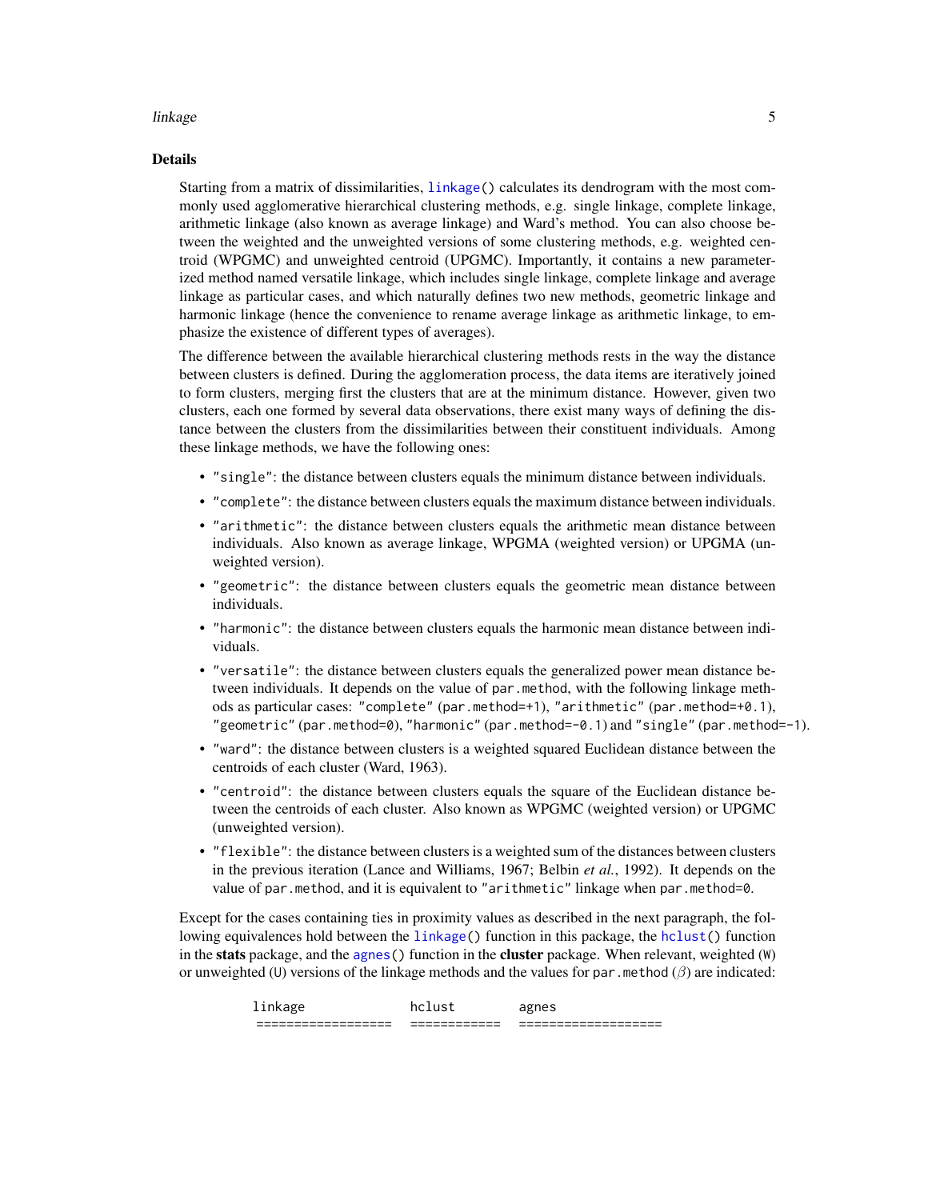## Details

Starting from a matrix of dissimilarities, `linkage()` calculates its dendrogram with the most commonly used agglomerative hierarchical clustering methods, e.g. single linkage, complete linkage, arithmetic linkage (also known as average linkage) and Ward's method. You can also choose between the weighted and the unweighted versions of some clustering methods, e.g. weighted centroid (WPGMC) and unweighted centroid (UPGMC). Importantly, it contains a new parameterized method named versatile linkage, which includes single linkage, complete linkage and average linkage as particular cases, and which naturally defines two new methods, geometric linkage and harmonic linkage (hence the convenience to rename average linkage as arithmetic linkage, to emphasize the existence of different types of averages).

The difference between the available hierarchical clustering methods rests in the way the distance between clusters is defined. During the agglomeration process, the data items are iteratively joined to form clusters, merging first the clusters that are at the minimum distance. However, given two clusters, each one formed by several data observations, there exist many ways of defining the distance between the clusters from the dissimilarities between their constituent individuals. Among these linkage methods, we have the following ones:

- `"single"`: the distance between clusters equals the minimum distance between individuals.
- `"complete"`: the distance between clusters equals the maximum distance between individuals.
- `"arithmetic"`: the distance between clusters equals the arithmetic mean distance between individuals. Also known as average linkage, WPGMA (weighted version) or UPGMA (unweighted version).
- `"geometric"`: the distance between clusters equals the geometric mean distance between individuals.
- `"harmonic"`: the distance between clusters equals the harmonic mean distance between individuals.
- `"versatile"`: the distance between clusters equals the generalized power mean distance between individuals. It depends on the value of `par.method`, with the following linkage methods as particular cases: `"complete"` (`par.method=+1`), `"arithmetic"` (`par.method=+0.1`), `"geometric"` (`par.method=0`), `"harmonic"` (`par.method=-0.1`) and `"single"` (`par.method=-1`).
- `"ward"`: the distance between clusters is a weighted squared Euclidean distance between the centroids of each cluster (Ward, 1963).
- `"centroid"`: the distance between clusters equals the square of the Euclidean distance between the centroids of each cluster. Also known as WPGMC (weighted version) or UPGMC (unweighted version).
- `"flexible"`: the distance between clusters is a weighted sum of the distances between clusters in the previous iteration (Lance and Williams, 1967; Belbin *et al.*, 1992). It depends on the value of `par.method`, and it is equivalent to `"arithmetic"` linkage when `par.method=0`.

Except for the cases containing ties in proximity values as described in the next paragraph, the following equivalences hold between the `linkage()` function in this package, the `hclust()` function in the **stats** package, and the `agnes()` function in the **cluster** package. When relevant, weighted (`W`) or unweighted (`U`) versions of the linkage methods and the values for `par.method` ($\beta$) are indicated:

```
linkage             hclust         agnes
==================  ============   ===================
```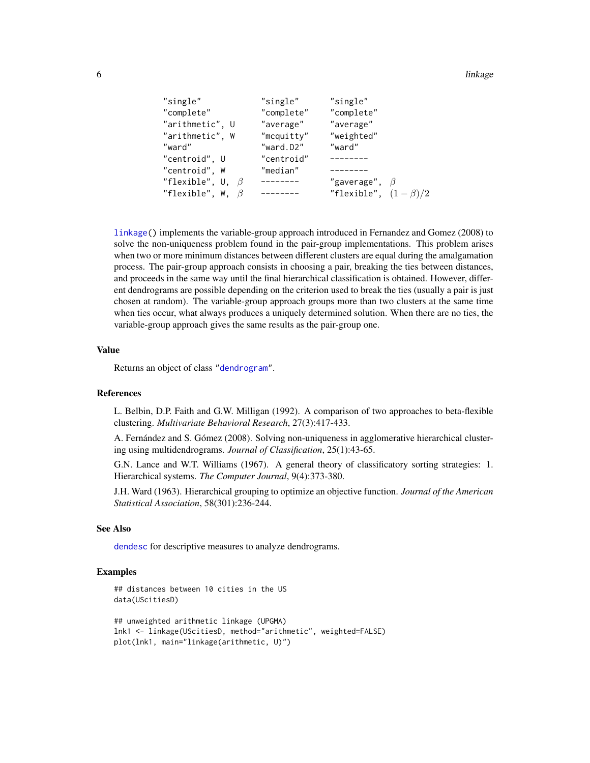| | | |
|---|---|---|
| "single" | "single" | "single" |
| "complete" | "complete" | "complete" |
| "arithmetic", U | "average" | "average" |
| "arithmetic", W | "mcquitty" | "weighted" |
| "ward" | "ward.D2" | "ward" |
| "centroid", U | "centroid" | -------- |
| "centroid", W | "median" | -------- |
| "flexible", U, $\beta$ | -------- | "gaverage", $\beta$ |
| "flexible", W, $\beta$ | -------- | "flexible", $(1-\beta)/2$ |

`linkage()` implements the variable-group approach introduced in Fernandez and Gomez (2008) to solve the non-uniqueness problem found in the pair-group implementations. This problem arises when two or more minimum distances between different clusters are equal during the amalgamation process. The pair-group approach consists in choosing a pair, breaking the ties between distances, and proceeds in the same way until the final hierarchical classification is obtained. However, different dendrograms are possible depending on the criterion used to break the ties (usually a pair is just chosen at random). The variable-group approach groups more than two clusters at the same time when ties occur, what always produces a uniquely determined solution. When there are no ties, the variable-group approach gives the same results as the pair-group one.

## Value

Returns an object of class "`dendrogram`".

## References

L. Belbin, D.P. Faith and G.W. Milligan (1992). A comparison of two approaches to beta-flexible clustering. *Multivariate Behavioral Research*, 27(3):417-433.

A. Fernández and S. Gómez (2008). Solving non-uniqueness in agglomerative hierarchical clustering using multidendrograms. *Journal of Classification*, 25(1):43-65.

G.N. Lance and W.T. Williams (1967). A general theory of classificatory sorting strategies: 1. Hierarchical systems. *The Computer Journal*, 9(4):373-380.

J.H. Ward (1963). Hierarchical grouping to optimize an objective function. *Journal of the American Statistical Association*, 58(301):236-244.

## See Also

`dendesc` for descriptive measures to analyze dendrograms.

## Examples

```
## distances between 10 cities in the US
data(UScitiesD)

## unweighted arithmetic linkage (UPGMA)
lnk1 <- linkage(UScitiesD, method="arithmetic", weighted=FALSE)
plot(lnk1, main="linkage(arithmetic, U)")
```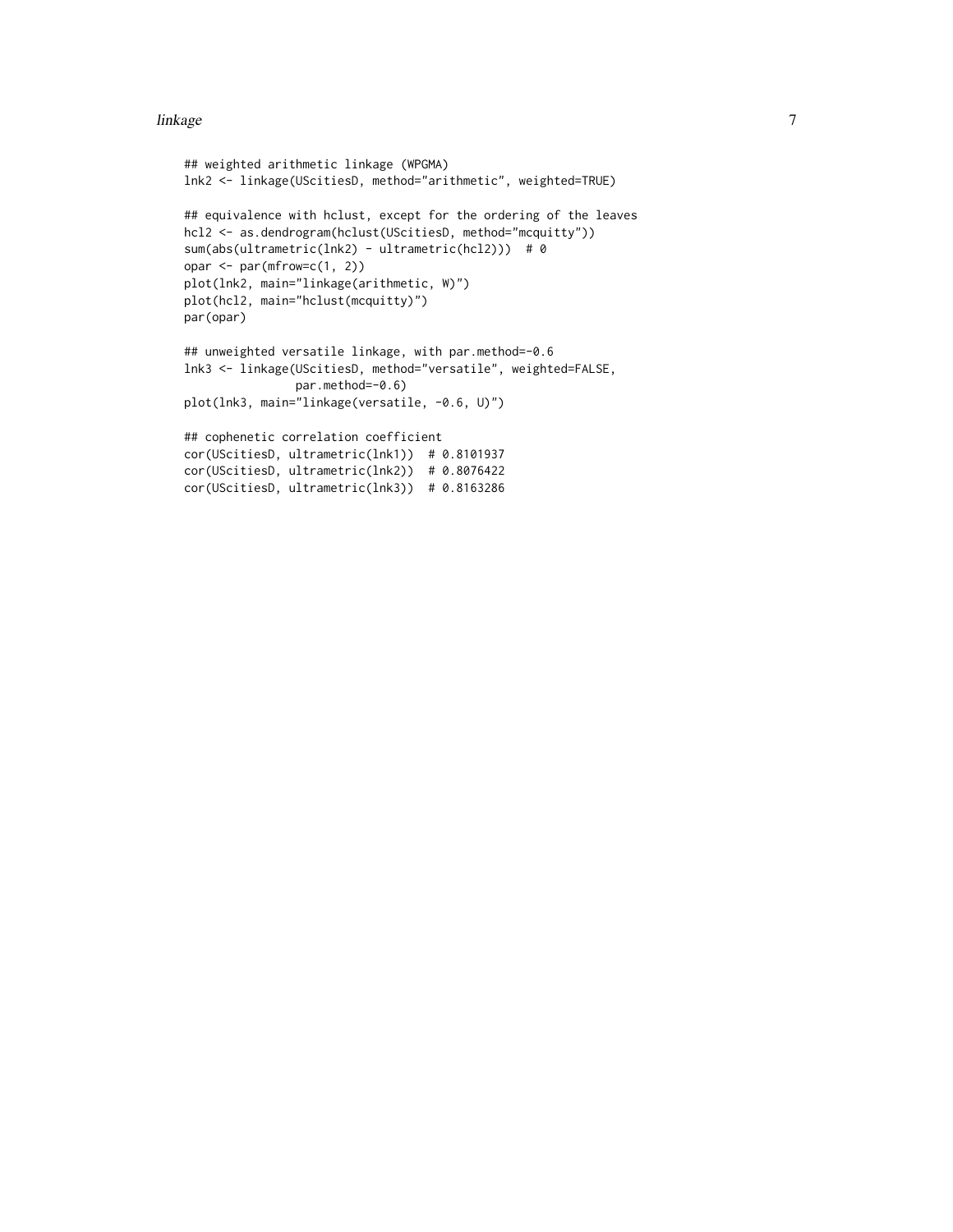```
## weighted arithmetic linkage (WPGMA)
lnk2 <- linkage(UScitiesD, method="arithmetic", weighted=TRUE)

## equivalence with hclust, except for the ordering of the leaves
hcl2 <- as.dendrogram(hclust(UScitiesD, method="mcquitty"))
sum(abs(ultrametric(lnk2) - ultrametric(hcl2)))  # 0
opar <- par(mfrow=c(1, 2))
plot(lnk2, main="linkage(arithmetic, W)")
plot(hcl2, main="hclust(mcquitty)")
par(opar)

## unweighted versatile linkage, with par.method=-0.6
lnk3 <- linkage(UScitiesD, method="versatile", weighted=FALSE,
                par.method=-0.6)
plot(lnk3, main="linkage(versatile, -0.6, U)")

## cophenetic correlation coefficient
cor(UScitiesD, ultrametric(lnk1))  # 0.8101937
cor(UScitiesD, ultrametric(lnk2))  # 0.8076422
cor(UScitiesD, ultrametric(lnk3))  # 0.8163286
```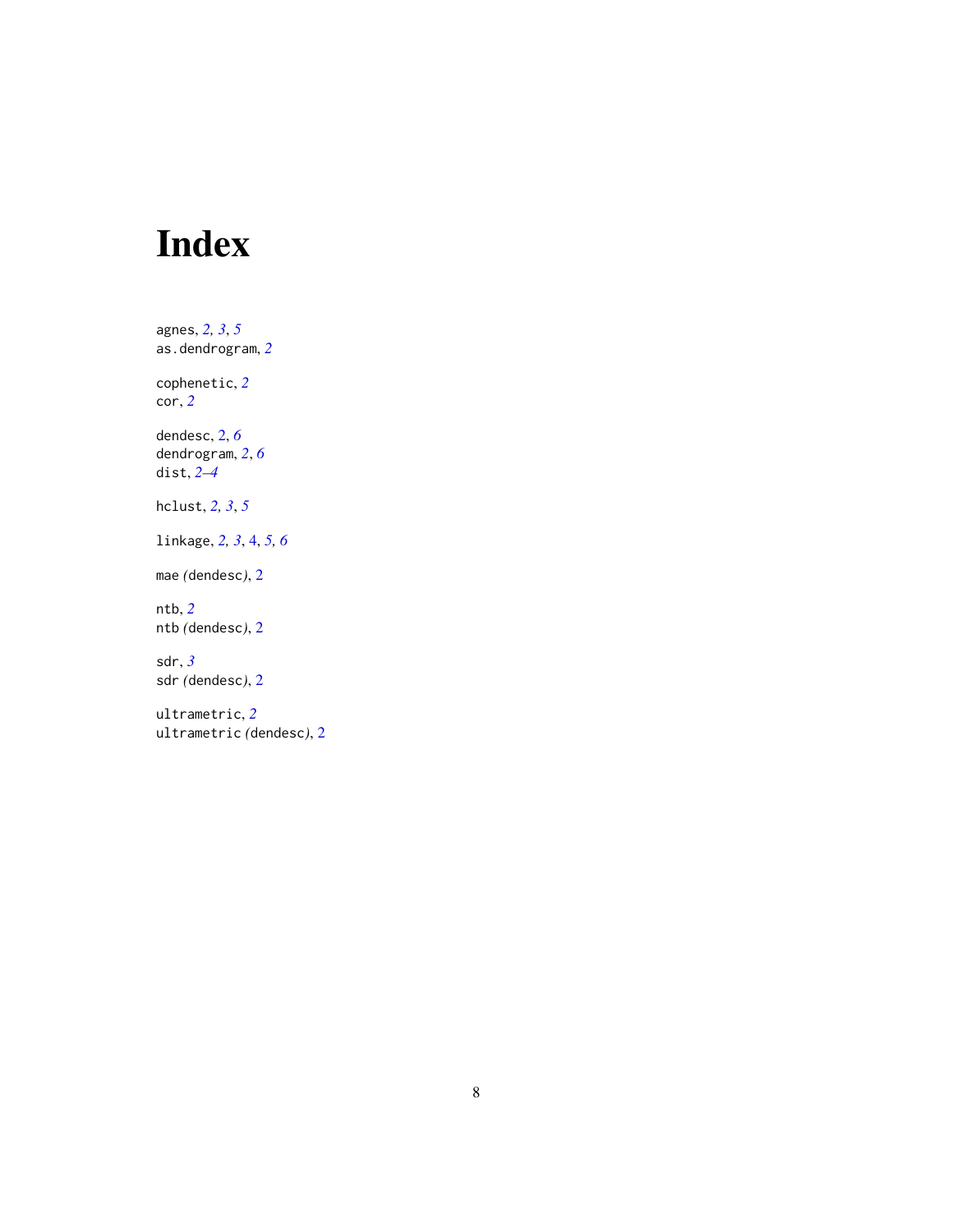# Index

agnes, *2, 3*, *5*
as.dendrogram, *2*

cophenetic, *2*
cor, *2*

dendesc, 2, *6*
dendrogram, *2*, *6*
dist, *2–4*

hclust, *2, 3*, *5*

linkage, *2, 3*, 4, *5, 6*

mae *(*dendesc*)*, 2

ntb, *2*
ntb *(*dendesc*)*, 2

sdr, *3*
sdr *(*dendesc*)*, 2

ultrametric, *2*
ultrametric *(*dendesc*)*, 2